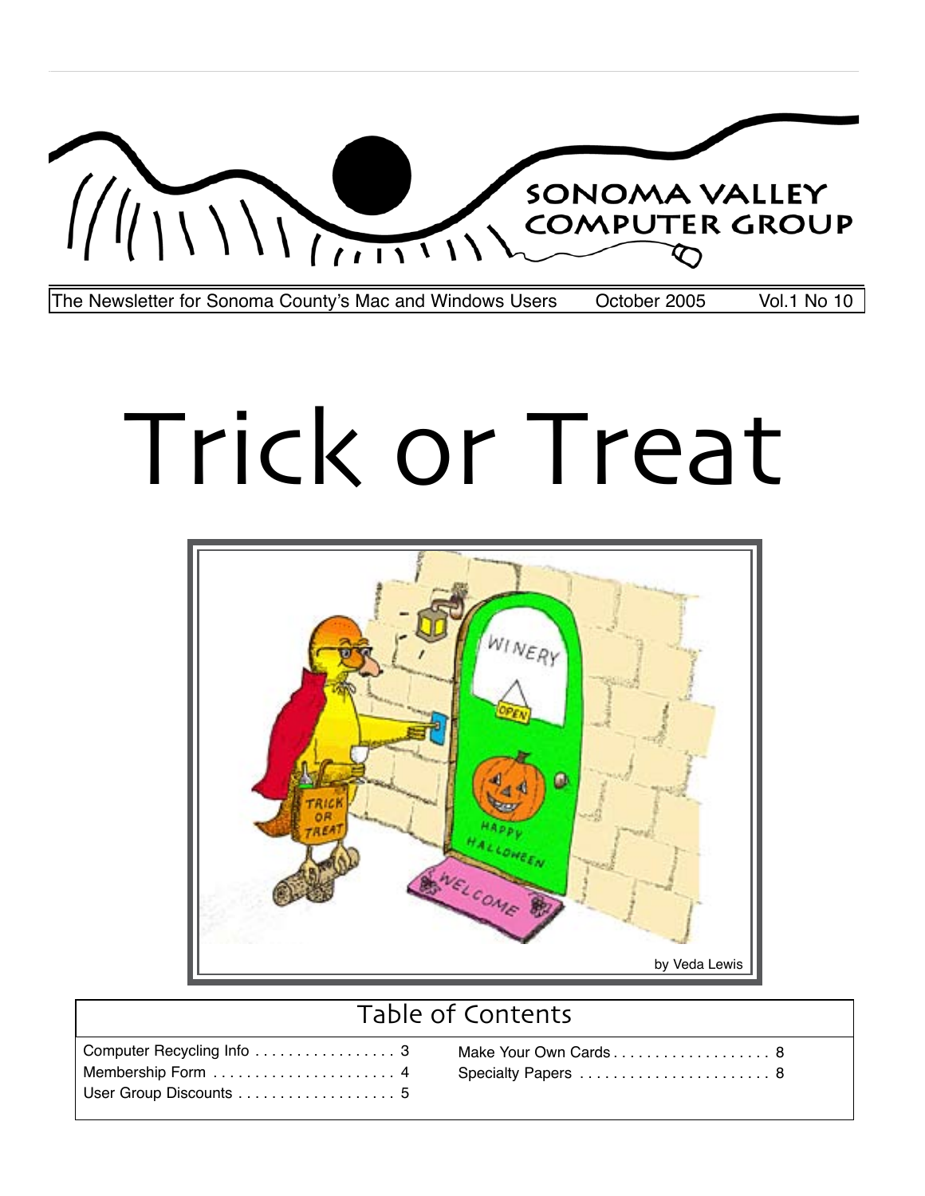# SONOMA VALLEY COMPUTER GROUP

The Newsletter for Sonoma County's Mac and Windows Users — October 2005 — Vol.1 No 10

# Trick or Treat

by Veda Lewis

## Table of Contents

| | |
|---|---|
| Computer Recycling Info . . . . . . . . . . . . . . . . . 3 | Make Your Own Cards . . . . . . . . . . . . . . . . . . . 8 |
| Membership Form . . . . . . . . . . . . . . . . . . . . . . 4 | Specialty Papers . . . . . . . . . . . . . . . . . . . . . . . 8 |
| User Group Discounts . . . . . . . . . . . . . . . . . . . 5 | |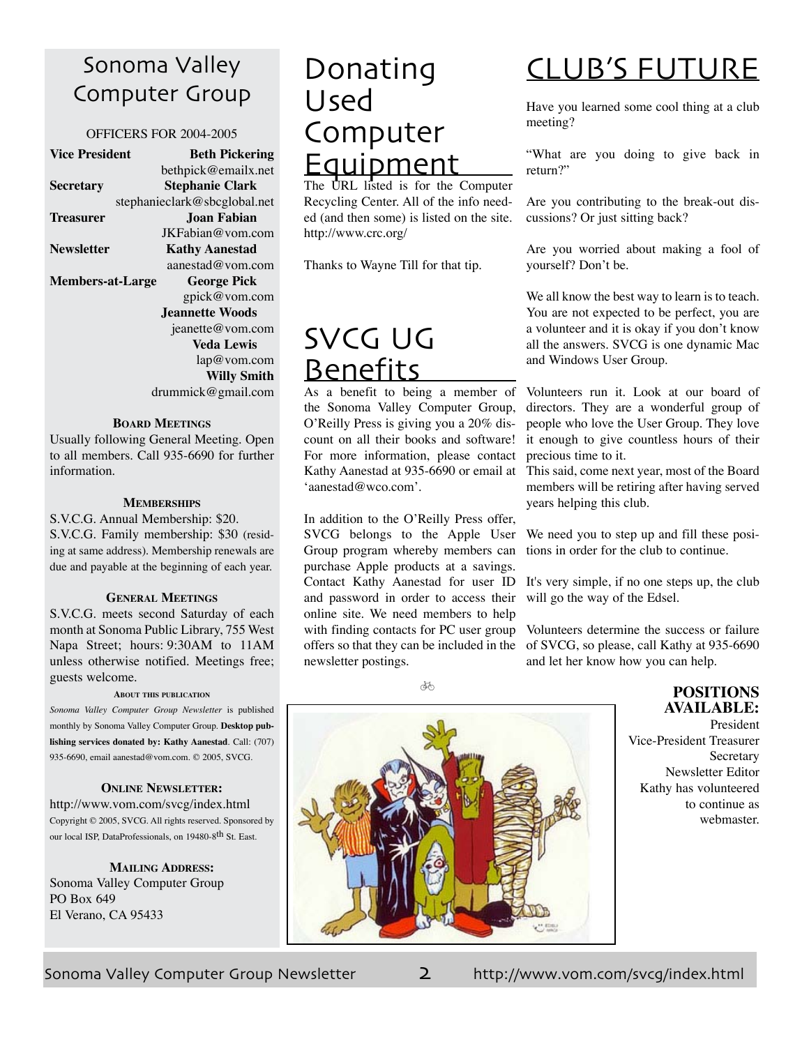# Sonoma Valley Computer Group

OFFICERS FOR 2004-2005

| | |
|---|---|
| **Vice President** | **Beth Pickering** bethpick@emailx.net |
| **Secretary** | **Stephanie Clark** stephanieclark@sbcglobal.net |
| **Treasurer** | **Joan Fabian** JKFabian@vom.com |
| **Newsletter** | **Kathy Aanestad** aanestad@vom.com |
| **Members-at-Large** | **George Pick** gpick@vom.com |
| | **Jeannette Woods** jeanette@vom.com |
| | **Veda Lewis** lap@vom.com |
| | **Willy Smith** drummick@gmail.com |

#### BOARD MEETINGS

Usually following General Meeting. Open to all members. Call 935-6690 for further information.

#### MEMBERSHIPS

S.V.C.G. Annual Membership: $20.
S.V.C.G. Family membership: $30 (residing at same address). Membership renewals are due and payable at the beginning of each year.

#### GENERAL MEETINGS

S.V.C.G. meets second Saturday of each month at Sonoma Public Library, 755 West Napa Street; hours: 9:30AM to 11AM unless otherwise notified. Meetings free; guests welcome.

#### ABOUT THIS PUBLICATION

*Sonoma Valley Computer Group Newsletter* is published monthly by Sonoma Valley Computer Group. **Desktop publishing services donated by: Kathy Aanestad**. Call: (707) 935-6690, email aanestad@vom.com. © 2005, SVCG.

#### ONLINE NEWSLETTER:

http://www.vom.com/svcg/index.html
Copyright © 2005, SVCG. All rights reserved. Sponsored by our local ISP, DataProfessionals, on 19480-8th St. East.

#### MAILING ADDRESS:

Sonoma Valley Computer Group
PO Box 649
El Verano, CA 95433

# Donating Used Computer Equipment

The URL listed is for the Computer Recycling Center. All of the info needed (and then some) is listed on the site. http://www.crc.org/

Thanks to Wayne Till for that tip.

# SVCG UG Benefits

As a benefit to being a member of the Sonoma Valley Computer Group, O'Reilly Press is giving you a 20% discount on all their books and software! For more information, please contact Kathy Aanestad at 935-6690 or email at 'aanestad@wco.com'.

In addition to the O'Reilly Press offer, SVCG belongs to the Apple User Group program whereby members can purchase Apple products at a savings. Contact Kathy Aanestad for user ID and password in order to access their online site. We need members to help with finding contacts for PC user group offers so that they can be included in the newsletter postings.

# CLUB'S FUTURE

Have you learned some cool thing at a club meeting?

"What are you doing to give back in return?"

Are you contributing to the break-out discussions? Or just sitting back?

Are you worried about making a fool of yourself? Don't be.

We all know the best way to learn is to teach. You are not expected to be perfect, you are a volunteer and it is okay if you don't know all the answers. SVCG is one dynamic Mac and Windows User Group.

Volunteers run it. Look at our board of directors. They are a wonderful group of people who love the User Group. They love it enough to give countless hours of their precious time to it.
This said, come next year, most of the Board members will be retiring after having served years helping this club.

We need you to step up and fill these positions in order for the club to continue.

It's very simple, if no one steps up, the club will go the way of the Edsel.

Volunteers determine the success or failure of SVCG, so please, call Kathy at 935-6690 and let her know how you can help.

**POSITIONS AVAILABLE:**

President
Vice-President Treasurer
Secretary
Newsletter Editor
Kathy has volunteered to continue as webmaster.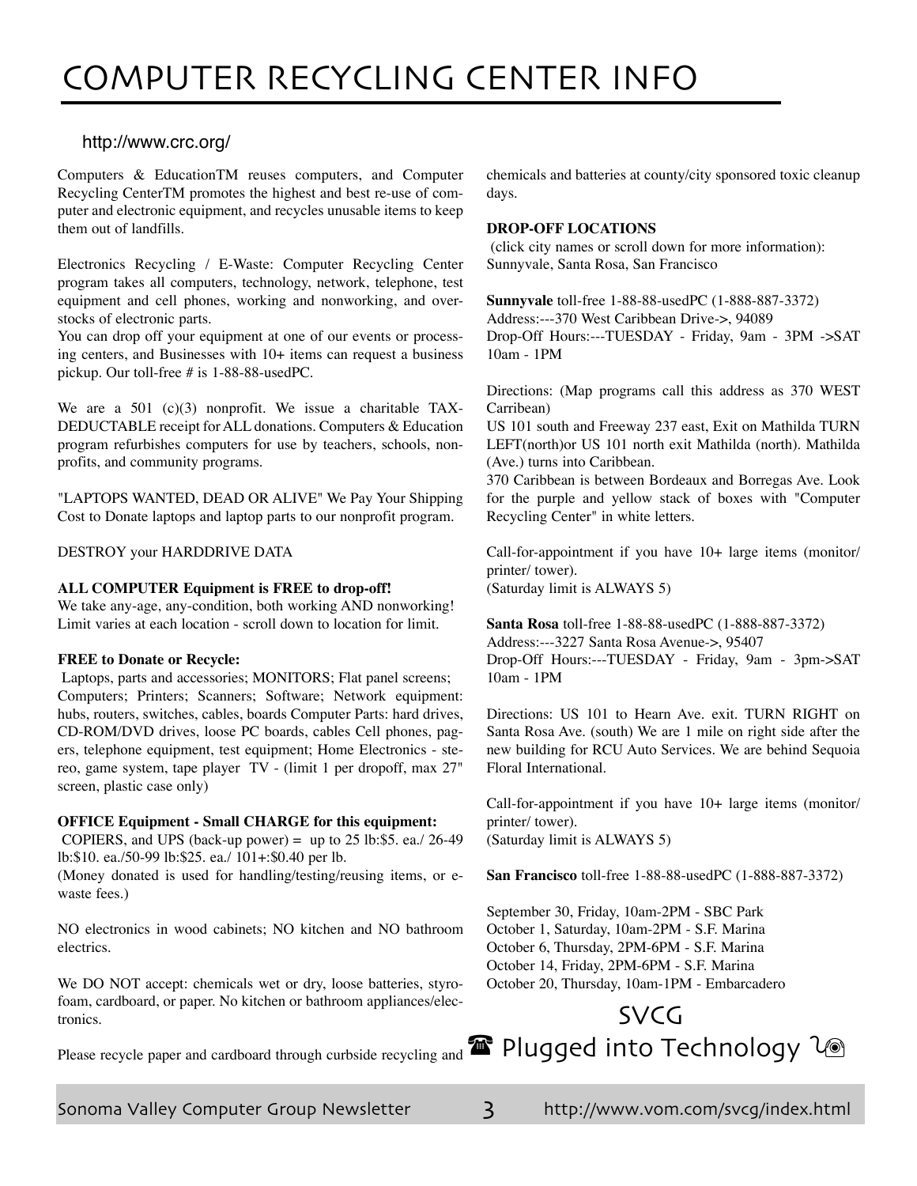# COMPUTER RECYCLING CENTER INFO

http://www.crc.org/

Computers & EducationTM reuses computers, and Computer Recycling CenterTM promotes the highest and best re-use of computer and electronic equipment, and recycles unusable items to keep them out of landfills.

Electronics Recycling / E-Waste: Computer Recycling Center program takes all computers, technology, network, telephone, test equipment and cell phones, working and nonworking, and overstocks of electronic parts.

You can drop off your equipment at one of our events or processing centers, and Businesses with 10+ items can request a business pickup. Our toll-free # is 1-88-88-usedPC.

We are a 501 (c)(3) nonprofit. We issue a charitable TAX-DEDUCTABLE receipt for ALL donations. Computers & Education program refurbishes computers for use by teachers, schools, nonprofits, and community programs.

"LAPTOPS WANTED, DEAD OR ALIVE" We Pay Your Shipping Cost to Donate laptops and laptop parts to our nonprofit program.

DESTROY your HARDDRIVE DATA

**ALL COMPUTER Equipment is FREE to drop-off!**
We take any-age, any-condition, both working AND nonworking! Limit varies at each location - scroll down to location for limit.

**FREE to Donate or Recycle:**
Laptops, parts and accessories; MONITORS; Flat panel screens; Computers; Printers; Scanners; Software; Network equipment: hubs, routers, switches, cables, boards Computer Parts: hard drives, CD-ROM/DVD drives, loose PC boards, cables Cell phones, pagers, telephone equipment, test equipment; Home Electronics - stereo, game system, tape player TV - (limit 1 per dropoff, max 27" screen, plastic case only)

**OFFICE Equipment - Small CHARGE for this equipment:**
COPIERS, and UPS (back-up power) = up to 25 lb:$5. ea./ 26-49 lb:$10. ea./50-99 lb:$25. ea./ 101+:$0.40 per lb.
(Money donated is used for handling/testing/reusing items, or e-waste fees.)

NO electronics in wood cabinets; NO kitchen and NO bathroom electrics.

We DO NOT accept: chemicals wet or dry, loose batteries, styrofoam, cardboard, or paper. No kitchen or bathroom appliances/electronics.

Please recycle paper and cardboard through curbside recycling and chemicals and batteries at county/city sponsored toxic cleanup days.

**DROP-OFF LOCATIONS**
(click city names or scroll down for more information):
Sunnyvale, Santa Rosa, San Francisco

**Sunnyvale** toll-free 1-88-88-usedPC (1-888-887-3372)
Address:---370 West Caribbean Drive->, 94089
Drop-Off Hours:---TUESDAY - Friday, 9am - 3PM ->SAT 10am - 1PM

Directions: (Map programs call this address as 370 WEST Carribean)
US 101 south and Freeway 237 east, Exit on Mathilda TURN LEFT(north)or US 101 north exit Mathilda (north). Mathilda (Ave.) turns into Caribbean.
370 Caribbean is between Bordeaux and Borregas Ave. Look for the purple and yellow stack of boxes with "Computer Recycling Center" in white letters.

Call-for-appointment if you have 10+ large items (monitor/ printer/ tower).
(Saturday limit is ALWAYS 5)

**Santa Rosa** toll-free 1-88-88-usedPC (1-888-887-3372)
Address:---3227 Santa Rosa Avenue->, 95407
Drop-Off Hours:---TUESDAY - Friday, 9am - 3pm->SAT 10am - 1PM

Directions: US 101 to Hearn Ave. exit. TURN RIGHT on Santa Rosa Ave. (south) We are 1 mile on right side after the new building for RCU Auto Services. We are behind Sequoia Floral International.

Call-for-appointment if you have 10+ large items (monitor/ printer/ tower).
(Saturday limit is ALWAYS 5)

**San Francisco** toll-free 1-88-88-usedPC (1-888-887-3372)

September 30, Friday, 10am-2PM - SBC Park
October 1, Saturday, 10am-2PM - S.F. Marina
October 6, Thursday, 2PM-6PM - S.F. Marina
October 14, Friday, 2PM-6PM - S.F. Marina
October 20, Thursday, 10am-1PM - Embarcadero

SVCG
☎ Plugged into Technology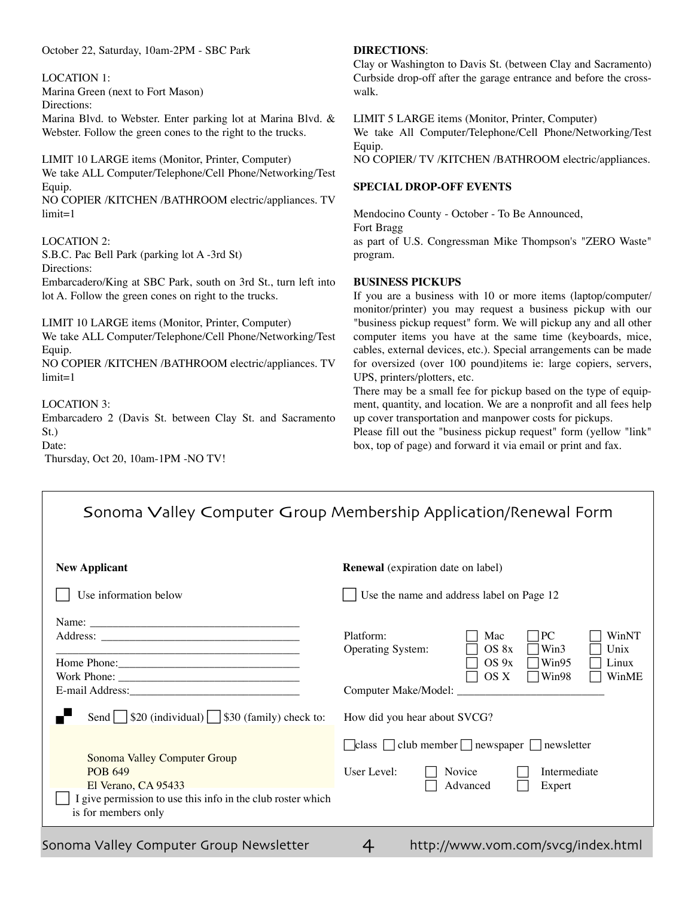October 22, Saturday, 10am-2PM - SBC Park

LOCATION 1:
Marina Green (next to Fort Mason)
Directions:
Marina Blvd. to Webster. Enter parking lot at Marina Blvd. & Webster. Follow the green cones to the right to the trucks.

LIMIT 10 LARGE items (Monitor, Printer, Computer)
We take ALL Computer/Telephone/Cell Phone/Networking/Test Equip.
NO COPIER /KITCHEN /BATHROOM electric/appliances. TV limit=1

LOCATION 2:
S.B.C. Pac Bell Park (parking lot A -3rd St)
Directions:
Embarcadero/King at SBC Park, south on 3rd St., turn left into lot A. Follow the green cones on right to the trucks.

LIMIT 10 LARGE items (Monitor, Printer, Computer)
We take ALL Computer/Telephone/Cell Phone/Networking/Test Equip.
NO COPIER /KITCHEN /BATHROOM electric/appliances. TV limit=1

LOCATION 3:
Embarcadero 2 (Davis St. between Clay St. and Sacramento St.)
Date:
Thursday, Oct 20, 10am-1PM -NO TV!

**DIRECTIONS**:
Clay or Washington to Davis St. (between Clay and Sacramento) Curbside drop-off after the garage entrance and before the crosswalk.

LIMIT 5 LARGE items (Monitor, Printer, Computer)
We take All Computer/Telephone/Cell Phone/Networking/Test Equip.
NO COPIER/ TV /KITCHEN /BATHROOM electric/appliances.

**SPECIAL DROP-OFF EVENTS**

Mendocino County - October - To Be Announced,
Fort Bragg
as part of U.S. Congressman Mike Thompson's "ZERO Waste" program.

**BUSINESS PICKUPS**

If you are a business with 10 or more items (laptop/computer/monitor/printer) you may request a business pickup with our "business pickup request" form. We will pickup any and all other computer items you have at the same time (keyboards, mice, cables, external devices, etc.). Special arrangements can be made for oversized (over 100 pound)items ie: large copiers, servers, UPS, printers/plotters, etc.
There may be a small fee for pickup based on the type of equipment, quantity, and location. We are a nonprofit and all fees help up cover transportation and manpower costs for pickups.
Please fill out the "business pickup request" form (yellow "link" box, top of page) and forward it via email or print and fax.

## Sonoma Valley Computer Group Membership Application/Renewal Form

**New Applicant**

☐ Use information below

Name: ____________________
Address: ____________________
____________________
Home Phone: ____________________
Work Phone: ____________________
E-mail Address: ____________________

Send ☐ $20 (individual) ☐ $30 (family) check to:

Sonoma Valley Computer Group
POB 649
El Verano, CA 95433

☐ I give permission to use this info in the club roster which is for members only

**Renewal** (expiration date on label)

☐ Use the name and address label on Page 12

Platform: ☐ Mac ☐ PC ☐ WinNT
Operating System: ☐ OS 8x ☐ Win3 ☐ Unix
☐ OS 9x ☐ Win95 ☐ Linux
☐ OS X ☐ Win98 ☐ WinME

Computer Make/Model: ____________________

How did you hear about SVCG?

☐ class ☐ club member ☐ newspaper ☐ newsletter

User Level: ☐ Novice ☐ Intermediate
☐ Advanced ☐ Expert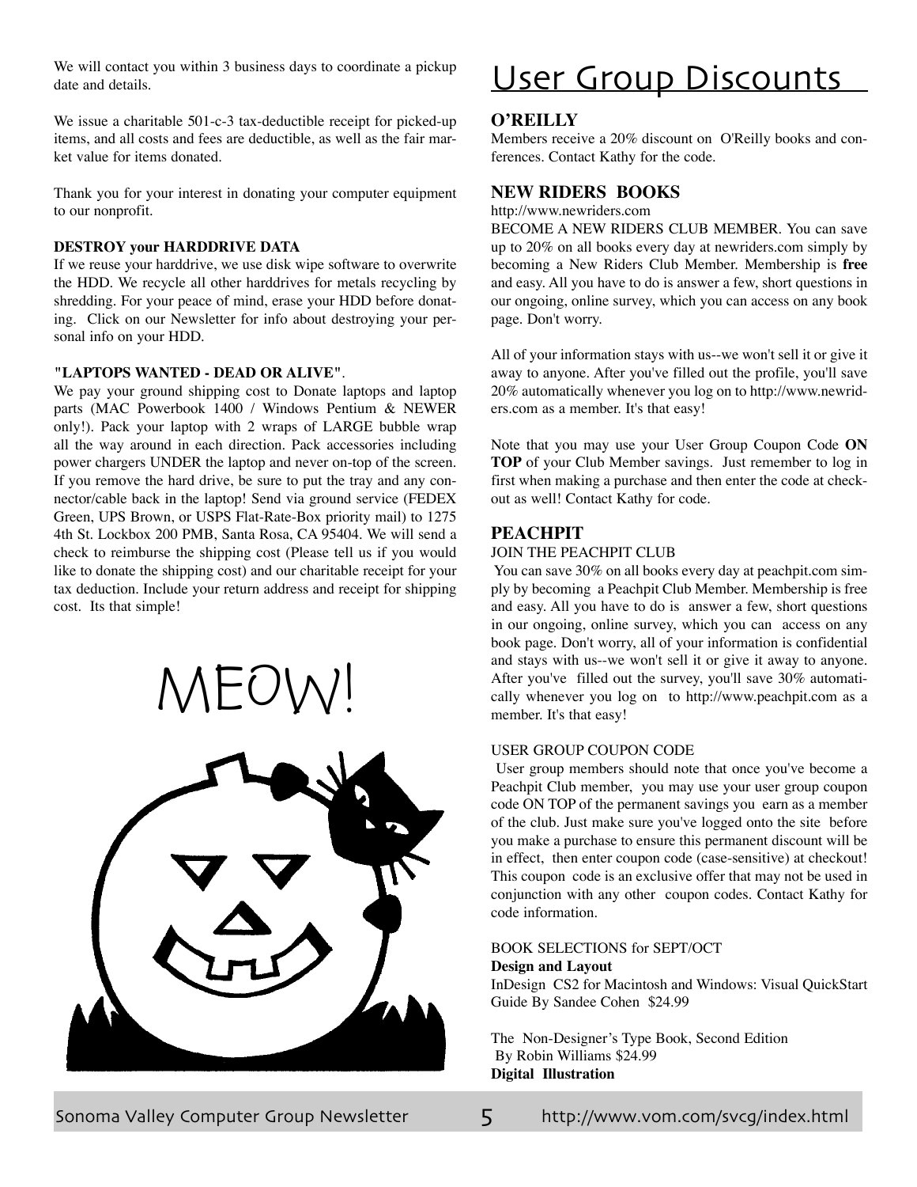We will contact you within 3 business days to coordinate a pickup date and details.

We issue a charitable 501-c-3 tax-deductible receipt for picked-up items, and all costs and fees are deductible, as well as the fair market value for items donated.

Thank you for your interest in donating your computer equipment to our nonprofit.

**DESTROY your HARDDRIVE DATA**

If we reuse your harddrive, we use disk wipe software to overwrite the HDD. We recycle all other harddrives for metals recycling by shredding. For your peace of mind, erase your HDD before donating. Click on our Newsletter for info about destroying your personal info on your HDD.

**"LAPTOPS WANTED - DEAD OR ALIVE"**.

We pay your ground shipping cost to Donate laptops and laptop parts (MAC Powerbook 1400 / Windows Pentium & NEWER only!). Pack your laptop with 2 wraps of LARGE bubble wrap all the way around in each direction. Pack accessories including power chargers UNDER the laptop and never on-top of the screen. If you remove the hard drive, be sure to put the tray and any connector/cable back in the laptop! Send via ground service (FEDEX Green, UPS Brown, or USPS Flat-Rate-Box priority mail) to 1275 4th St. Lockbox 200 PMB, Santa Rosa, CA 95404. We will send a check to reimburse the shipping cost (Please tell us if you would like to donate the shipping cost) and our charitable receipt for your tax deduction. Include your return address and receipt for shipping cost. Its that simple!

MEOW!

# User Group Discounts

## O'REILLY

Members receive a 20% discount on O'Reilly books and conferences. Contact Kathy for the code.

## NEW RIDERS BOOKS

http://www.newriders.com

BECOME A NEW RIDERS CLUB MEMBER. You can save up to 20% on all books every day at newriders.com simply by becoming a New Riders Club Member. Membership is **free** and easy. All you have to do is answer a few, short questions in our ongoing, online survey, which you can access on any book page. Don't worry.

All of your information stays with us--we won't sell it or give it away to anyone. After you've filled out the profile, you'll save 20% automatically whenever you log on to http://www.newriders.com as a member. It's that easy!

Note that you may use your User Group Coupon Code **ON TOP** of your Club Member savings. Just remember to log in first when making a purchase and then enter the code at checkout as well! Contact Kathy for code.

## PEACHPIT

JOIN THE PEACHPIT CLUB

You can save 30% on all books every day at peachpit.com simply by becoming a Peachpit Club Member. Membership is free and easy. All you have to do is answer a few, short questions in our ongoing, online survey, which you can access on any book page. Don't worry, all of your information is confidential and stays with us--we won't sell it or give it away to anyone. After you've filled out the survey, you'll save 30% automatically whenever you log on to http://www.peachpit.com as a member. It's that easy!

USER GROUP COUPON CODE

User group members should note that once you've become a Peachpit Club member, you may use your user group coupon code ON TOP of the permanent savings you earn as a member of the club. Just make sure you've logged onto the site before you make a purchase to ensure this permanent discount will be in effect, then enter coupon code (case-sensitive) at checkout! This coupon code is an exclusive offer that may not be used in conjunction with any other coupon codes. Contact Kathy for code information.

BOOK SELECTIONS for SEPT/OCT

**Design and Layout**

InDesign CS2 for Macintosh and Windows: Visual QuickStart Guide By Sandee Cohen $24.99

The Non-Designer's Type Book, Second Edition
By Robin Williams $24.99

**Digital Illustration**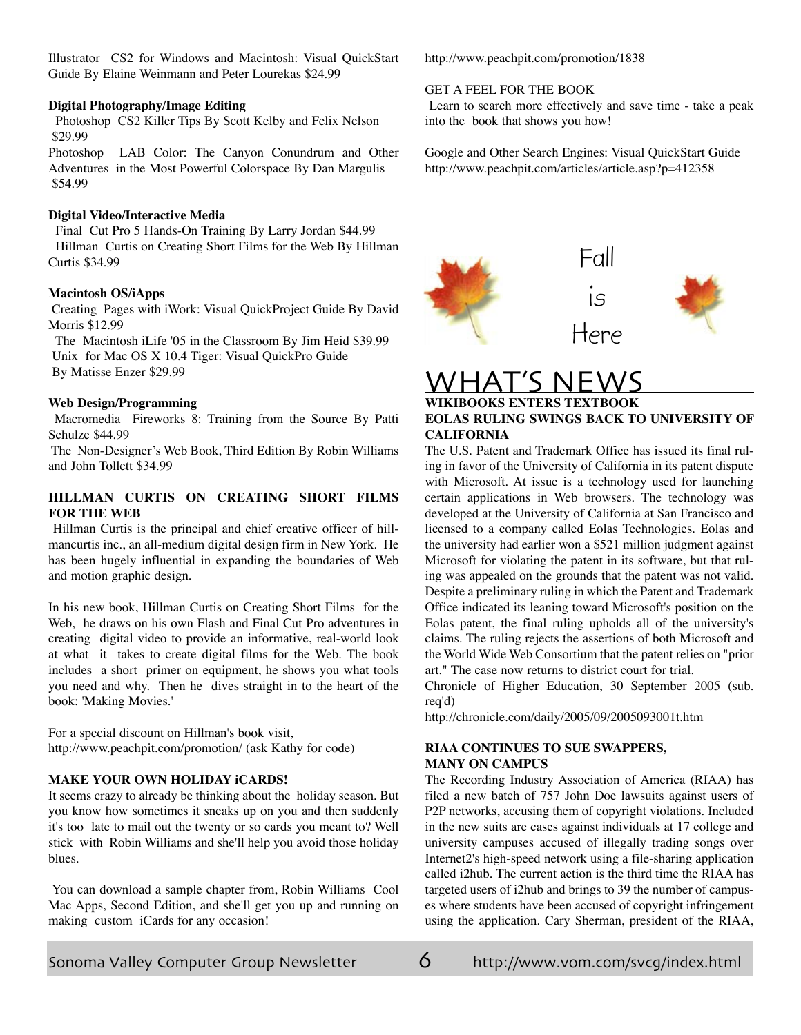Illustrator CS2 for Windows and Macintosh: Visual QuickStart Guide By Elaine Weinmann and Peter Lourekas $24.99

**Digital Photography/Image Editing**

Photoshop CS2 Killer Tips By Scott Kelby and Felix Nelson $29.99

Photoshop LAB Color: The Canyon Conundrum and Other Adventures in the Most Powerful Colorspace By Dan Margulis $54.99

**Digital Video/Interactive Media**

Final Cut Pro 5 Hands-On Training By Larry Jordan $44.99

Hillman Curtis on Creating Short Films for the Web By Hillman Curtis $34.99

**Macintosh OS/iApps**

Creating Pages with iWork: Visual QuickProject Guide By David Morris $12.99

The Macintosh iLife '05 in the Classroom By Jim Heid $39.99

Unix for Mac OS X 10.4 Tiger: Visual QuickPro Guide By Matisse Enzer $29.99

**Web Design/Programming**

Macromedia Fireworks 8: Training from the Source By Patti Schulze $44.99

The Non-Designer's Web Book, Third Edition By Robin Williams and John Tollett $34.99

**HILLMAN CURTIS ON CREATING SHORT FILMS FOR THE WEB**

Hillman Curtis is the principal and chief creative officer of hillmancurtis inc., an all-medium digital design firm in New York. He has been hugely influential in expanding the boundaries of Web and motion graphic design.

In his new book, Hillman Curtis on Creating Short Films for the Web, he draws on his own Flash and Final Cut Pro adventures in creating digital video to provide an informative, real-world look at what it takes to create digital films for the Web. The book includes a short primer on equipment, he shows you what tools you need and why. Then he dives straight in to the heart of the book: 'Making Movies.'

For a special discount on Hillman's book visit,
http://www.peachpit.com/promotion/ (ask Kathy for code)

**MAKE YOUR OWN HOLIDAY iCARDS!**

It seems crazy to already be thinking about the holiday season. But you know how sometimes it sneaks up on you and then suddenly it's too late to mail out the twenty or so cards you meant to? Well stick with Robin Williams and she'll help you avoid those holiday blues.

You can download a sample chapter from, Robin Williams Cool Mac Apps, Second Edition, and she'll get you up and running on making custom iCards for any occasion!

http://www.peachpit.com/promotion/1838

GET A FEEL FOR THE BOOK

Learn to search more effectively and save time - take a peak into the book that shows you how!

Google and Other Search Engines: Visual QuickStart Guide
http://www.peachpit.com/articles/article.asp?p=412358

Fall is Here

# WHAT'S NEWS

**WIKIBOOKS ENTERS TEXTBOOK**

**EOLAS RULING SWINGS BACK TO UNIVERSITY OF CALIFORNIA**

The U.S. Patent and Trademark Office has issued its final ruling in favor of the University of California in its patent dispute with Microsoft. At issue is a technology used for launching certain applications in Web browsers. The technology was developed at the University of California at San Francisco and licensed to a company called Eolas Technologies. Eolas and the university had earlier won a $521 million judgment against Microsoft for violating the patent in its software, but that ruling was appealed on the grounds that the patent was not valid. Despite a preliminary ruling in which the Patent and Trademark Office indicated its leaning toward Microsoft's position on the Eolas patent, the final ruling upholds all of the university's claims. The ruling rejects the assertions of both Microsoft and the World Wide Web Consortium that the patent relies on "prior art." The case now returns to district court for trial.

Chronicle of Higher Education, 30 September 2005 (sub. req'd)
http://chronicle.com/daily/2005/09/2005093001t.htm

**RIAA CONTINUES TO SUE SWAPPERS, MANY ON CAMPUS**

The Recording Industry Association of America (RIAA) has filed a new batch of 757 John Doe lawsuits against users of P2P networks, accusing them of copyright violations. Included in the new suits are cases against individuals at 17 college and university campuses accused of illegally trading songs over Internet2's high-speed network using a file-sharing application called i2hub. The current action is the third time the RIAA has targeted users of i2hub and brings to 39 the number of campuses where students have been accused of copyright infringement using the application. Cary Sherman, president of the RIAA,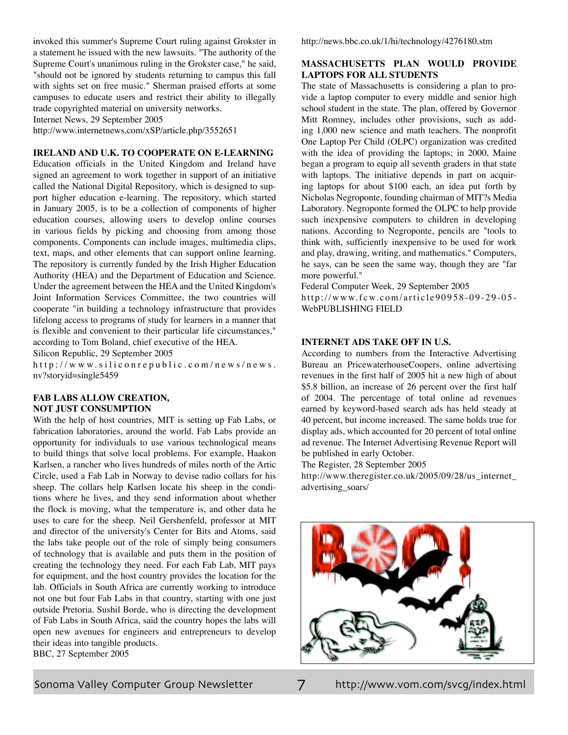invoked this summer's Supreme Court ruling against Grokster in a statement he issued with the new lawsuits. "The authority of the Supreme Court's unanimous ruling in the Grokster case," he said, "should not be ignored by students returning to campus this fall with sights set on free music." Sherman praised efforts at some campuses to educate users and restrict their ability to illegally trade copyrighted material on university networks.
Internet News, 29 September 2005
http://www.internetnews.com/xSP/article.php/3552651

**IRELAND AND U.K. TO COOPERATE ON E-LEARNING**
Education officials in the United Kingdom and Ireland have signed an agreement to work together in support of an initiative called the National Digital Repository, which is designed to support higher education e-learning. The repository, which started in January 2005, is to be a collection of components of higher education courses, allowing users to develop online courses in various fields by picking and choosing from among those components. Components can include images, multimedia clips, text, maps, and other elements that can support online learning. The repository is currently funded by the Irish Higher Education Authority (HEA) and the Department of Education and Science. Under the agreement between the HEA and the United Kingdom's Joint Information Services Committee, the two countries will cooperate "in building a technology infrastructure that provides lifelong access to programs of study for learners in a manner that is flexible and convenient to their particular life circumstances," according to Tom Boland, chief executive of the HEA.
Silicon Republic, 29 September 2005
http://www.siliconrepublic.com/news/news.nv?storyid=single5459

**FAB LABS ALLOW CREATION, NOT JUST CONSUMPTION**
With the help of host countries, MIT is setting up Fab Labs, or fabrication laboratories, around the world. Fab Labs provide an opportunity for individuals to use various technological means to build things that solve local problems. For example, Haakon Karlsen, a rancher who lives hundreds of miles north of the Artic Circle, used a Fab Lab in Norway to devise radio collars for his sheep. The collars help Karlsen locate his sheep in the conditions where he lives, and they send information about whether the flock is moving, what the temperature is, and other data he uses to care for the sheep. Neil Gershenfeld, professor at MIT and director of the university's Center for Bits and Atoms, said the labs take people out of the role of simply being consumers of technology that is available and puts them in the position of creating the technology they need. For each Fab Lab, MIT pays for equipment, and the host country provides the location for the lab. Officials in South Africa are currently working to introduce not one but four Fab Labs in that country, starting with one just outside Pretoria. Sushil Borde, who is directing the development of Fab Labs in South Africa, said the country hopes the labs will open new avenues for engineers and entrepreneurs to develop their ideas into tangible products.
BBC, 27 September 2005
http://news.bbc.co.uk/1/hi/technology/4276180.stm

**MASSACHUSETTS PLAN WOULD PROVIDE LAPTOPS FOR ALL STUDENTS**
The state of Massachusetts is considering a plan to provide a laptop computer to every middle and senior high school student in the state. The plan, offered by Governor Mitt Romney, includes other provisions, such as adding 1,000 new science and math teachers. The nonprofit One Laptop Per Child (OLPC) organization was credited with the idea of providing the laptops; in 2000, Maine began a program to equip all seventh graders in that state with laptops. The initiative depends in part on acquiring laptops for about $100 each, an idea put forth by Nicholas Negroponte, founding chairman of MIT?s Media Laboratory. Negroponte formed the OLPC to help provide such inexpensive computers to children in developing nations. According to Negroponte, pencils are "tools to think with, sufficiently inexpensive to be used for work and play, drawing, writing, and mathematics." Computers, he says, can be seen the same way, though they are "far more powerful."
Federal Computer Week, 29 September 2005
http://www.fcw.com/article90958-09-29-05-WebPUBLISHING FIELD

**INTERNET ADS TAKE OFF IN U.S.**
According to numbers from the Interactive Advertising Bureau an PricewaterhouseCoopers, online advertising revenues in the first half of 2005 hit a new high of about $5.8 billion, an increase of 26 percent over the first half of 2004. The percentage of total online ad revenues earned by keyword-based search ads has held steady at 40 percent, but income increased. The same holds true for display ads, which accounted for 20 percent of total online ad revenue. The Internet Advertising Revenue Report will be published in early October.
The Register, 28 September 2005
http://www.theregister.co.uk/2005/09/28/us_internet_advertising_soars/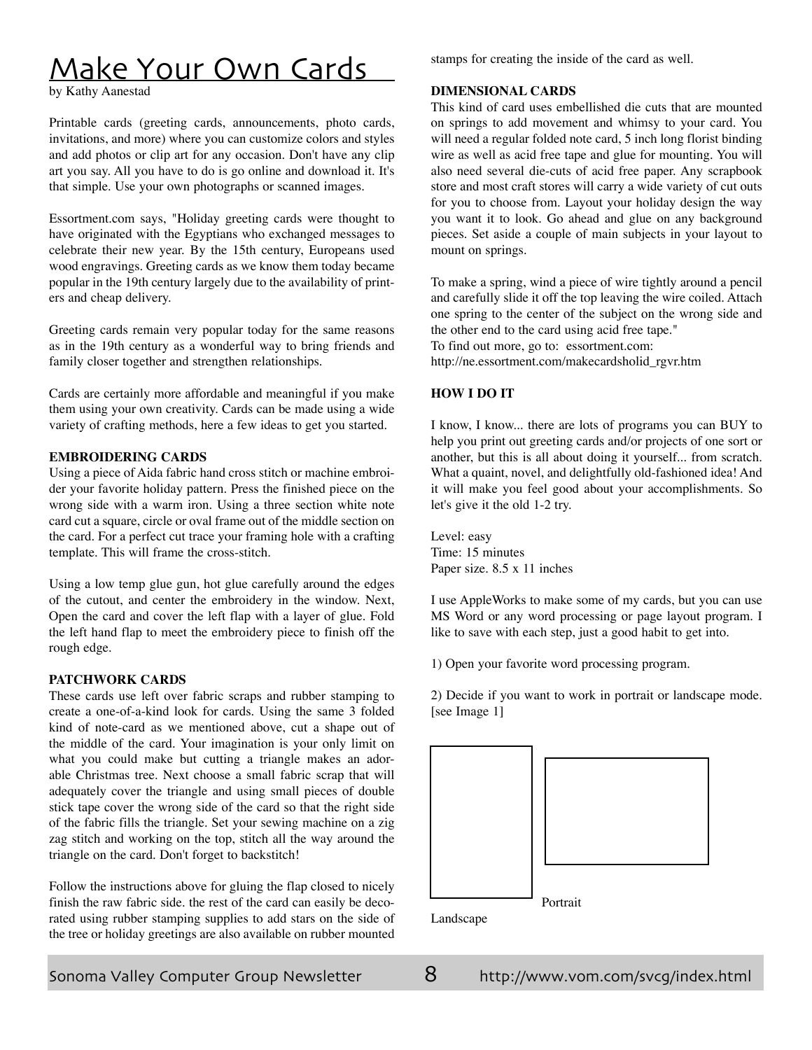# Make Your Own Cards

by Kathy Aanestad

Printable cards (greeting cards, announcements, photo cards, invitations, and more) where you can customize colors and styles and add photos or clip art for any occasion. Don't have any clip art you say. All you have to do is go online and download it. It's that simple. Use your own photographs or scanned images.

Essortment.com says, "Holiday greeting cards were thought to have originated with the Egyptians who exchanged messages to celebrate their new year. By the 15th century, Europeans used wood engravings. Greeting cards as we know them today became popular in the 19th century largely due to the availability of printers and cheap delivery.

Greeting cards remain very popular today for the same reasons as in the 19th century as a wonderful way to bring friends and family closer together and strengthen relationships.

Cards are certainly more affordable and meaningful if you make them using your own creativity. Cards can be made using a wide variety of crafting methods, here a few ideas to get you started.

**EMBROIDERING CARDS**

Using a piece of Aida fabric hand cross stitch or machine embroider your favorite holiday pattern. Press the finished piece on the wrong side with a warm iron. Using a three section white note card cut a square, circle or oval frame out of the middle section on the card. For a perfect cut trace your framing hole with a crafting template. This will frame the cross-stitch.

Using a low temp glue gun, hot glue carefully around the edges of the cutout, and center the embroidery in the window. Next, Open the card and cover the left flap with a layer of glue. Fold the left hand flap to meet the embroidery piece to finish off the rough edge.

**PATCHWORK CARDS**

These cards use left over fabric scraps and rubber stamping to create a one-of-a-kind look for cards. Using the same 3 folded kind of note-card as we mentioned above, cut a shape out of the middle of the card. Your imagination is your only limit on what you could make but cutting a triangle makes an adorable Christmas tree. Next choose a small fabric scrap that will adequately cover the triangle and using small pieces of double stick tape cover the wrong side of the card so that the right side of the fabric fills the triangle. Set your sewing machine on a zig zag stitch and working on the top, stitch all the way around the triangle on the card. Don't forget to backstitch!

Follow the instructions above for gluing the flap closed to nicely finish the raw fabric side. the rest of the card can easily be decorated using rubber stamping supplies to add stars on the side of the tree or holiday greetings are also available on rubber mounted stamps for creating the inside of the card as well.

**DIMENSIONAL CARDS**

This kind of card uses embellished die cuts that are mounted on springs to add movement and whimsy to your card. You will need a regular folded note card, 5 inch long florist binding wire as well as acid free tape and glue for mounting. You will also need several die-cuts of acid free paper. Any scrapbook store and most craft stores will carry a wide variety of cut outs for you to choose from. Layout your holiday design the way you want it to look. Go ahead and glue on any background pieces. Set aside a couple of main subjects in your layout to mount on springs.

To make a spring, wind a piece of wire tightly around a pencil and carefully slide it off the top leaving the wire coiled. Attach one spring to the center of the subject on the wrong side and the other end to the card using acid free tape."

To find out more, go to: essortment.com:
http://ne.essortment.com/makecardsholid_rgvr.htm

**HOW I DO IT**

I know, I know... there are lots of programs you can BUY to help you print out greeting cards and/or projects of one sort or another, but this is all about doing it yourself... from scratch. What a quaint, novel, and delightfully old-fashioned idea! And it will make you feel good about your accomplishments. So let's give it the old 1-2 try.

Level: easy
Time: 15 minutes
Paper size. 8.5 x 11 inches

I use AppleWorks to make some of my cards, but you can use MS Word or any word processing or page layout program. I like to save with each step, just a good habit to get into.

1) Open your favorite word processing program.

2) Decide if you want to work in portrait or landscape mode. [see Image 1]

Portrait

Landscape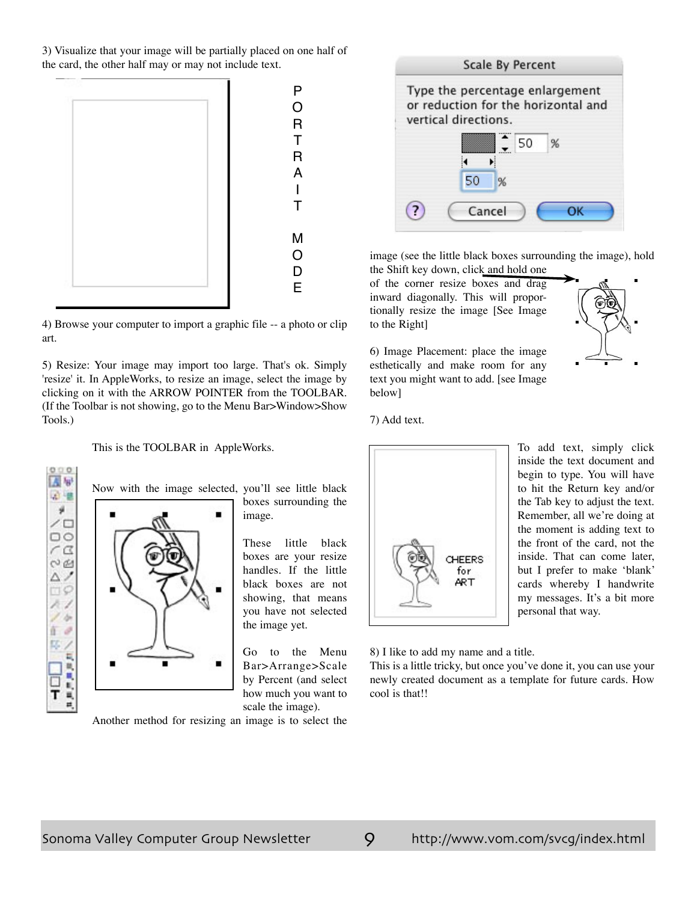3) Visualize that your image will be partially placed on one half of the card, the other half may or may not include text.

PORTRAIT MODE

4) Browse your computer to import a graphic file -- a photo or clip art.

5) Resize: Your image may import too large. That's ok. Simply 'resize' it. In AppleWorks, to resize an image, select the image by clicking on it with the ARROW POINTER from the TOOLBAR. (If the Toolbar is not showing, go to the Menu Bar>Window>Show Tools.)

This is the TOOLBAR in AppleWorks.

Now with the image selected, you'll see little black boxes surrounding the image.

These little black boxes are your resize handles. If the little black boxes are not showing, that means you have not selected the image yet.

Go to the Menu Bar>Arrange>Scale by Percent (and select how much you want to scale the image).

Another method for resizing an image is to select the image (see the little black boxes surrounding the image), hold the Shift key down, click and hold one of the corner resize boxes and drag inward diagonally. This will proportionally resize the image [See Image to the Right]

6) Image Placement: place the image esthetically and make room for any text you might want to add. [see Image below]

7) Add text.

To add text, simply click inside the text document and begin to type. You will have to hit the Return key and/or the Tab key to adjust the text. Remember, all we're doing at the moment is adding text to the front of the card, not the inside. That can come later, but I prefer to make 'blank' cards whereby I handwrite my messages. It's a bit more personal that way.

8) I like to add my name and a title.
This is a little tricky, but once you've done it, you can use your newly created document as a template for future cards. How cool is that!!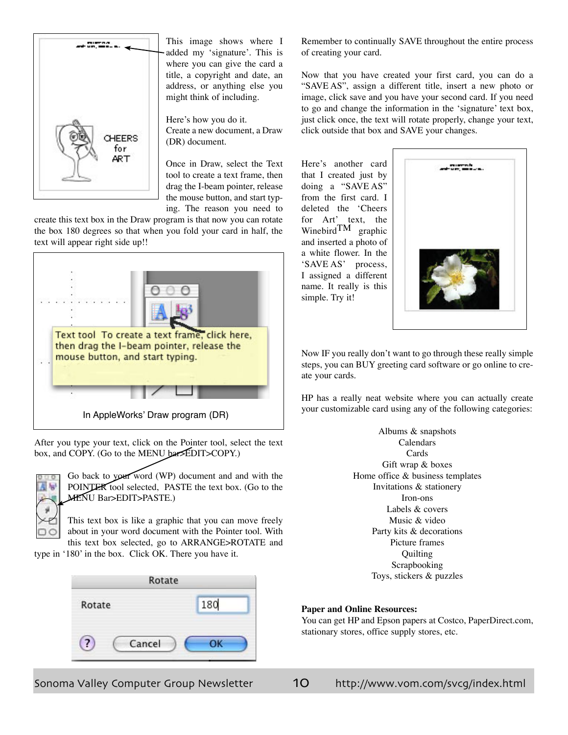This image shows where I added my 'signature'. This is where you can give the card a title, a copyright and date, an address, or anything else you might think of including.

Here's how you do it.
Create a new document, a Draw (DR) document.

Once in Draw, select the Text tool to create a text frame, then drag the I-beam pointer, release the mouse button, and start typing. The reason you need to create this text box in the Draw program is that now you can rotate the box 180 degrees so that when you fold your card in half, the text will appear right side up!!

In AppleWorks' Draw program (DR)

After you type your text, click on the Pointer tool, select the text box, and COPY. (Go to the MENU bar>EDIT>COPY.)

Go back to your word (WP) document and and with the POINTER tool selected, PASTE the text box. (Go to the MENU Bar>EDIT>PASTE.)

This text box is like a graphic that you can move freely about in your word document with the Pointer tool. With this text box selected, go to ARRANGE>ROTATE and type in '180' in the box. Click OK. There you have it.

Remember to continually SAVE throughout the entire process of creating your card.

Now that you have created your first card, you can do a "SAVE AS", assign a different title, insert a new photo or image, click save and you have your second card. If you need to go and change the information in the 'signature' text box, just click once, the text will rotate properly, change your text, click outside that box and SAVE your changes.

Here's another card that I created just by doing a "SAVE AS" from the first card. I deleted the 'Cheers for Art' text, the Winebird™ graphic and inserted a photo of a white flower. In the 'SAVE AS' process, I assigned a different name. It really is this simple. Try it!

Now IF you really don't want to go through these really simple steps, you can BUY greeting card software or go online to create your cards.

HP has a really neat website where you can actually create your customizable card using any of the following categories:

Albums & snapshots
Calendars
Cards
Gift wrap & boxes
Home office & business templates
Invitations & stationery
Iron-ons
Labels & covers
Music & video
Party kits & decorations
Picture frames
Quilting
Scrapbooking
Toys, stickers & puzzles

**Paper and Online Resources:**
You can get HP and Epson papers at Costco, PaperDirect.com, stationary stores, office supply stores, etc.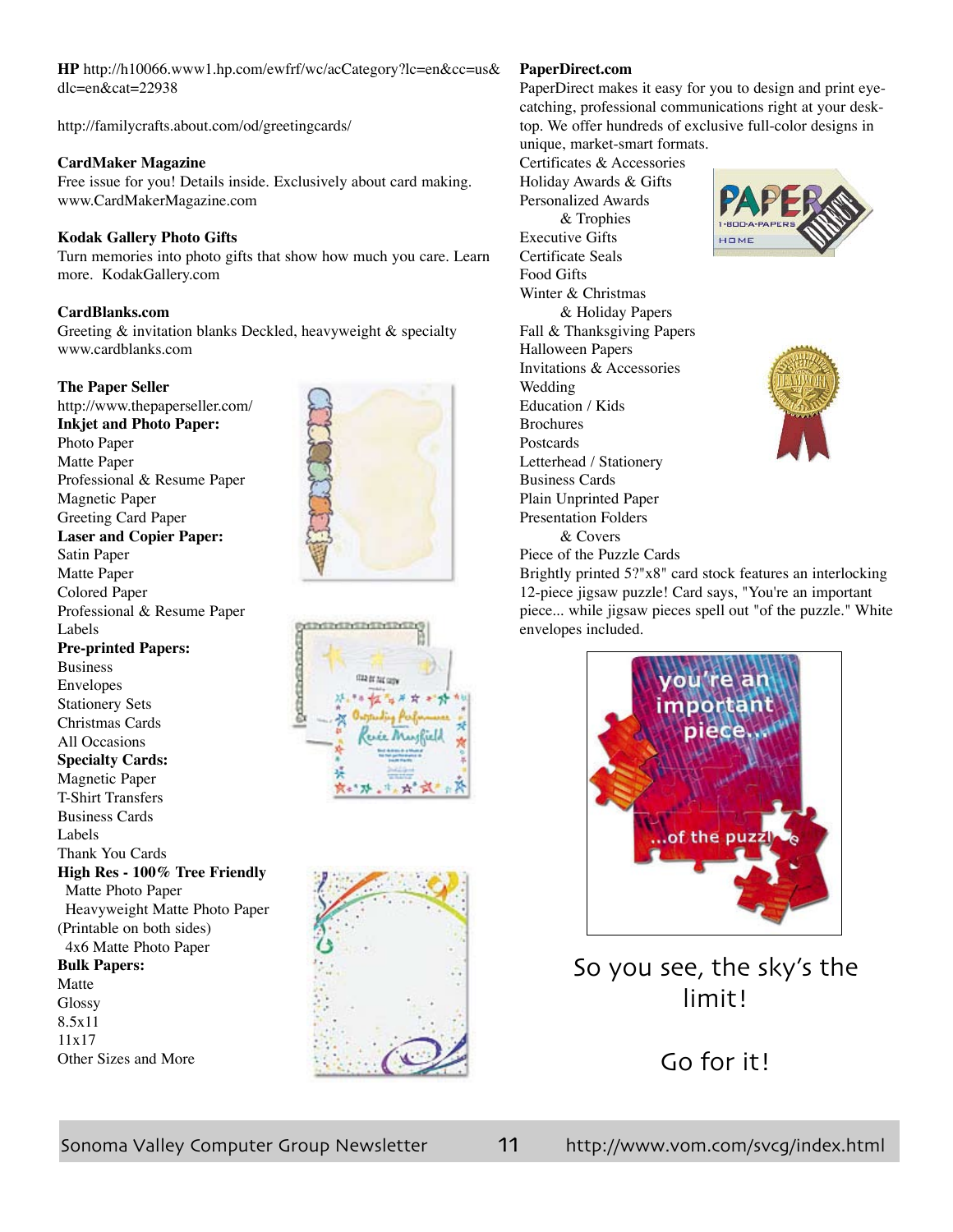**HP** http://h10066.www1.hp.com/ewfrf/wc/acCategory?lc=en&cc=us&dlc=en&cat=22938

http://familycrafts.about.com/od/greetingcards/

**CardMaker Magazine**
Free issue for you! Details inside. Exclusively about card making. www.CardMakerMagazine.com

**Kodak Gallery Photo Gifts**
Turn memories into photo gifts that show how much you care. Learn more. KodakGallery.com

**CardBlanks.com**
Greeting & invitation blanks Deckled, heavyweight & specialty www.cardblanks.com

**The Paper Seller**
http://www.thepaperseller.com/

**Inkjet and Photo Paper:**
Photo Paper
Matte Paper
Professional & Resume Paper
Magnetic Paper
Greeting Card Paper

**Laser and Copier Paper:**
Satin Paper
Matte Paper
Colored Paper
Professional & Resume Paper
Labels

**Pre-printed Papers:**
Business
Envelopes
Stationery Sets
Christmas Cards
All Occasions

**Specialty Cards:**
Magnetic Paper
T-Shirt Transfers
Business Cards
Labels
Thank You Cards

**High Res - 100% Tree Friendly**
Matte Photo Paper
Heavyweight Matte Photo Paper (Printable on both sides)
4x6 Matte Photo Paper

**Bulk Papers:**
Matte
Glossy
8.5x11
11x17
Other Sizes and More

**PaperDirect.com**
PaperDirect makes it easy for you to design and print eye-catching, professional communications right at your desktop. We offer hundreds of exclusive full-color designs in unique, market-smart formats.

Certificates & Accessories
Holiday Awards & Gifts
Personalized Awards & Trophies
Executive Gifts
Certificate Seals
Food Gifts
Winter & Christmas & Holiday Papers
Fall & Thanksgiving Papers
Halloween Papers
Invitations & Accessories
Wedding
Education / Kids
Brochures
Postcards
Letterhead / Stationery
Business Cards
Plain Unprinted Paper
Presentation Folders & Covers
Piece of the Puzzle Cards

Brightly printed 5?"x8" card stock features an interlocking 12-piece jigsaw puzzle! Card says, "You're an important piece... while jigsaw pieces spell out "of the puzzle." White envelopes included.

So you see, the sky's the limit!

Go for it!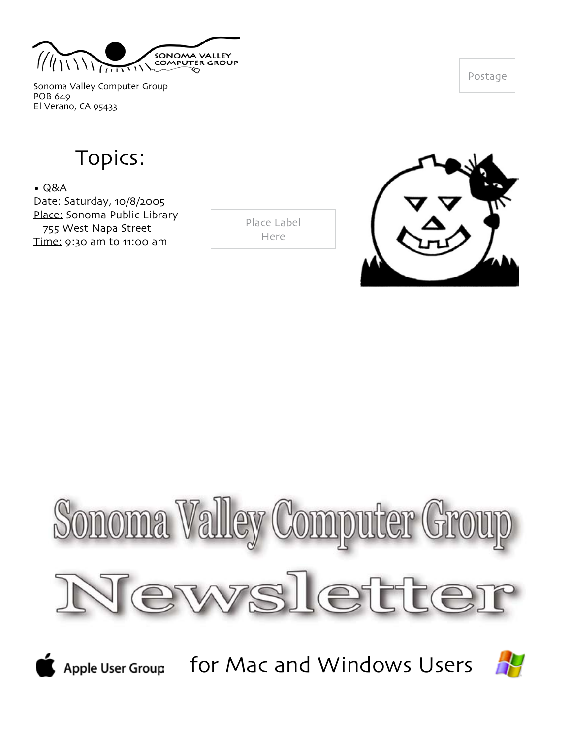SONOMA VALLEY COMPUTER GROUP

Sonoma Valley Computer Group
POB 649
El Verano, CA 95433

Postage

## Topics:

- Q&A

Date: Saturday, 10/8/2005
Place: Sonoma Public Library
755 West Napa Street
Time: 9:30 am to 11:00 am

Place Label Here

# Sonoma Valley Computer Group Newsletter

Apple User Group

for Mac and Windows Users